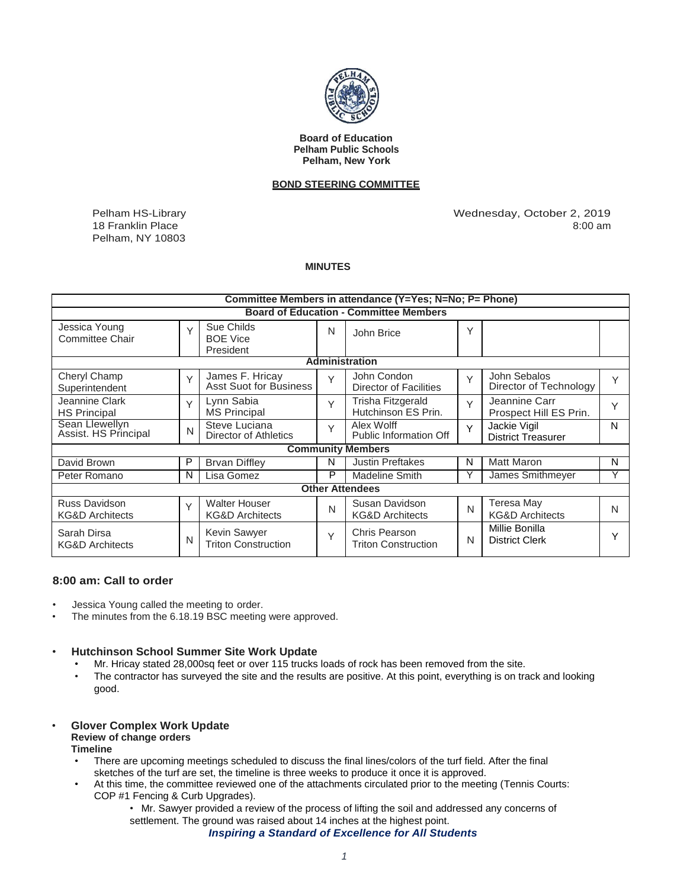**Board of Education**
**Pelham Public Schools**
**Pelham, New York**

**BOND STEERING COMMITTEE**

Pelham HS-Library
18 Franklin Place
Pelham, NY 10803

Wednesday, October 2, 2019
8:00 am

**MINUTES**

| Committee Members in attendance (Y=Yes; N=No; P= Phone) | | | | | | | |
|---|---|---|---|---|---|---|---|
| **Board of Education - Committee Members** | | | | | | | |
| Jessica Young Committee Chair | Y | Sue Childs BOE Vice President | N | John Brice | Y | | |
| **Administration** | | | | | | | |
| Cheryl Champ Superintendent | Y | James F. Hricay Asst Suot for Business | Y | John Condon Director of Facilities | Y | John Sebalos Director of Technology | Y |
| Jeannine Clark HS Principal | Y | Lynn Sabia MS Principal | Y | Trisha Fitzgerald Hutchinson ES Prin. | Y | Jeannine Carr Prospect Hill ES Prin. | Y |
| Sean Llewellyn Assist. HS Principal | N | Steve Luciana Director of Athletics | Y | Alex Wolff Public Information Off | Y | Jackie Vigil District Treasurer | N |
| **Community Members** | | | | | | | |
| David Brown | P | Brvan Diffley | N | Justin Preftakes | N | Matt Maron | N |
| Peter Romano | N | Lisa Gomez | P | Madeline Smith | Y | James Smithmeyer | Y |
| **Other Attendees** | | | | | | | |
| Russ Davidson KG&D Architects | Y | Walter Houser KG&D Architects | N | Susan Davidson KG&D Architects | N | Teresa May KG&D Architects | N |
| Sarah Dirsa KG&D Architects | N | Kevin Sawyer Triton Construction | Y | Chris Pearson Triton Construction | N | Millie Bonilla District Clerk | Y |

## 8:00 am: Call to order

- Jessica Young called the meeting to order.
- The minutes from the 6.18.19 BSC meeting were approved.

- **Hutchinson School Summer Site Work Update**
  - Mr. Hricay stated 28,000sq feet or over 115 trucks loads of rock has been removed from the site.
  - The contractor has surveyed the site and the results are positive. At this point, everything is on track and looking good.

- **Glover Complex Work Update**
  **Review of change orders**
  **Timeline**
  - There are upcoming meetings scheduled to discuss the final lines/colors of the turf field. After the final sketches of the turf are set, the timeline is three weeks to produce it once it is approved.
  - At this time, the committee reviewed one of the attachments circulated prior to the meeting (Tennis Courts: COP #1 Fencing & Curb Upgrades).
    - Mr. Sawyer provided a review of the process of lifting the soil and addressed any concerns of settlement. The ground was raised about 14 inches at the highest point.

***Inspiring a Standard of Excellence for All Students***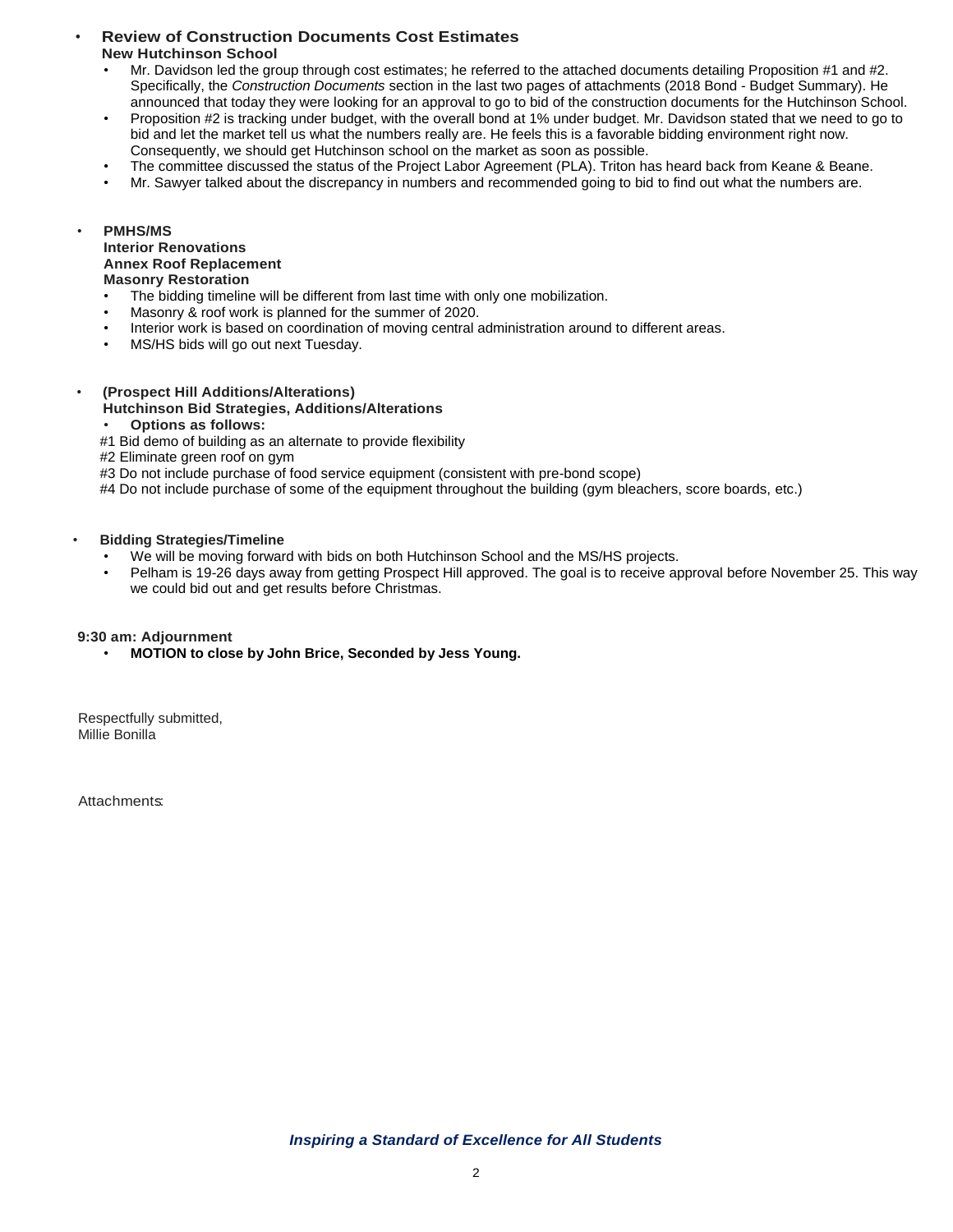- **Review of Construction Documents Cost Estimates**
  **New Hutchinson School**
  - Mr. Davidson led the group through cost estimates; he referred to the attached documents detailing Proposition #1 and #2. Specifically, the *Construction Documents* section in the last two pages of attachments (2018 Bond - Budget Summary). He announced that today they were looking for an approval to go to bid of the construction documents for the Hutchinson School.
  - Proposition #2 is tracking under budget, with the overall bond at 1% under budget. Mr. Davidson stated that we need to go to bid and let the market tell us what the numbers really are. He feels this is a favorable bidding environment right now. Consequently, we should get Hutchinson school on the market as soon as possible.
  - The committee discussed the status of the Project Labor Agreement (PLA). Triton has heard back from Keane & Beane.
  - Mr. Sawyer talked about the discrepancy in numbers and recommended going to bid to find out what the numbers are.

- **PMHS/MS**
  **Interior Renovations**
  **Annex Roof Replacement**
  **Masonry Restoration**
  - The bidding timeline will be different from last time with only one mobilization.
  - Masonry & roof work is planned for the summer of 2020.
  - Interior work is based on coordination of moving central administration around to different areas.
  - MS/HS bids will go out next Tuesday.

- **(Prospect Hill Additions/Alterations)**
  **Hutchinson Bid Strategies, Additions/Alterations**
  - **Options as follows:**

  #1 Bid demo of building as an alternate to provide flexibility
  #2 Eliminate green roof on gym
  #3 Do not include purchase of food service equipment (consistent with pre-bond scope)
  #4 Do not include purchase of some of the equipment throughout the building (gym bleachers, score boards, etc.)

- **Bidding Strategies/Timeline**
  - We will be moving forward with bids on both Hutchinson School and the MS/HS projects.
  - Pelham is 19-26 days away from getting Prospect Hill approved. The goal is to receive approval before November 25. This way we could bid out and get results before Christmas.

**9:30 am: Adjournment**
- **MOTION to close by John Brice, Seconded by Jess Young.**

Respectfully submitted,
Millie Bonilla

Attachments:

***Inspiring a Standard of Excellence for All Students***